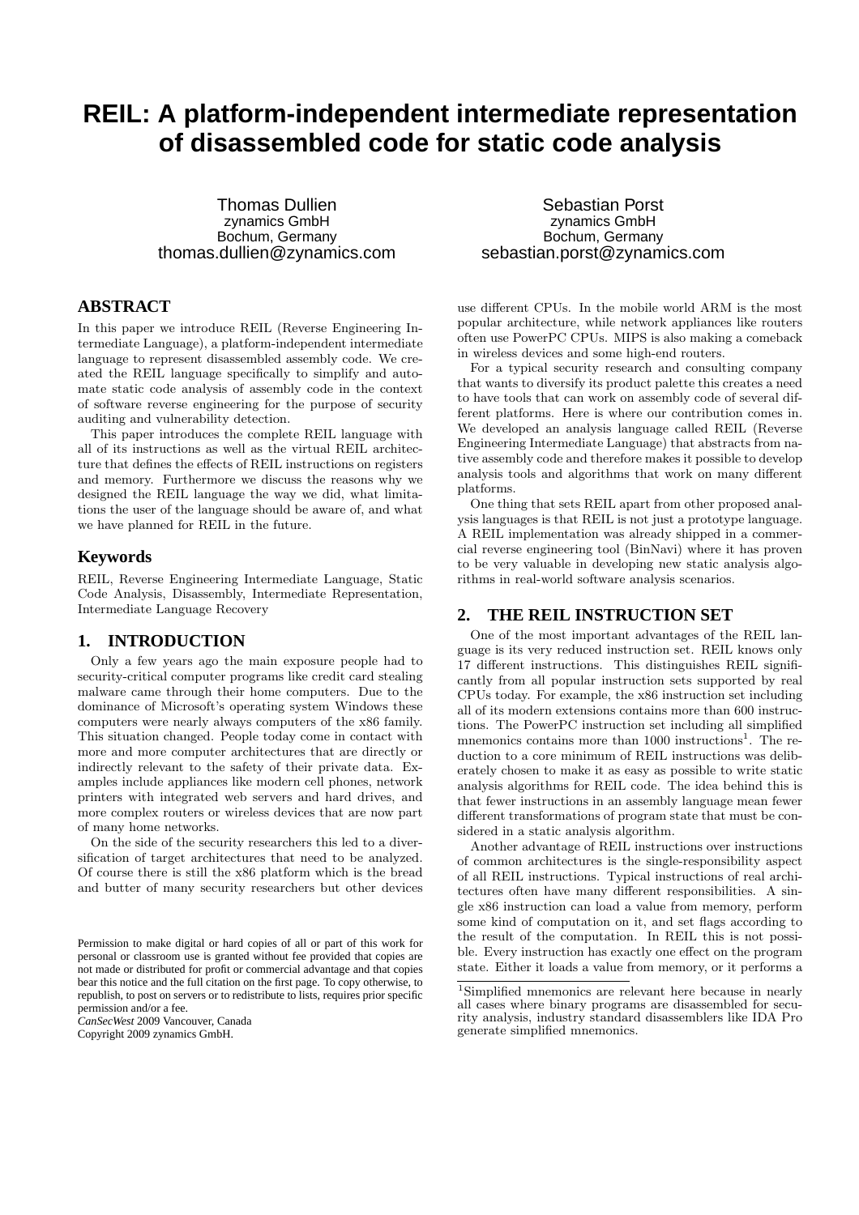# REIL: A platform-independent intermediate representation of disassembled code for static code analysis

Thomas Dullien
zynamics GmbH
Bochum, Germany
thomas.dullien@zynamics.com

Sebastian Porst
zynamics GmbH
Bochum, Germany
sebastian.porst@zynamics.com

## ABSTRACT

In this paper we introduce REIL (Reverse Engineering Intermediate Language), a platform-independent intermediate language to represent disassembled assembly code. We created the REIL language specifically to simplify and automate static code analysis of assembly code in the context of software reverse engineering for the purpose of security auditing and vulnerability detection.

This paper introduces the complete REIL language with all of its instructions as well as the virtual REIL architecture that defines the effects of REIL instructions on registers and memory. Furthermore we discuss the reasons why we designed the REIL language the way we did, what limitations the user of the language should be aware of, and what we have planned for REIL in the future.

### Keywords

REIL, Reverse Engineering Intermediate Language, Static Code Analysis, Disassembly, Intermediate Representation, Intermediate Language Recovery

## 1. INTRODUCTION

Only a few years ago the main exposure people had to security-critical computer programs like credit card stealing malware came through their home computers. Due to the dominance of Microsoft's operating system Windows these computers were nearly always computers of the x86 family. This situation changed. People today come in contact with more and more computer architectures that are directly or indirectly relevant to the safety of their private data. Examples include appliances like modern cell phones, network printers with integrated web servers and hard drives, and more complex routers or wireless devices that are now part of many home networks.

On the side of the security researchers this led to a diversification of target architectures that need to be analyzed. Of course there is still the x86 platform which is the bread and butter of many security researchers but other devices use different CPUs. In the mobile world ARM is the most popular architecture, while network appliances like routers often use PowerPC CPUs. MIPS is also making a comeback in wireless devices and some high-end routers.

For a typical security research and consulting company that wants to diversify its product palette this creates a need to have tools that can work on assembly code of several different platforms. Here is where our contribution comes in. We developed an analysis language called REIL (Reverse Engineering Intermediate Language) that abstracts from native assembly code and therefore makes it possible to develop analysis tools and algorithms that work on many different platforms.

One thing that sets REIL apart from other proposed analysis languages is that REIL is not just a prototype language. A REIL implementation was already shipped in a commercial reverse engineering tool (BinNavi) where it has proven to be very valuable in developing new static analysis algorithms in real-world software analysis scenarios.

## 2. THE REIL INSTRUCTION SET

One of the most important advantages of the REIL language is its very reduced instruction set. REIL knows only 17 different instructions. This distinguishes REIL significantly from all popular instruction sets supported by real CPUs today. For example, the x86 instruction set including all of its modern extensions contains more than 600 instructions. The PowerPC instruction set including all simplified mnemonics contains more than 1000 instructions[1]. The reduction to a core minimum of REIL instructions was deliberately chosen to make it as easy as possible to write static analysis algorithms for REIL code. The idea behind this is that fewer instructions in an assembly language mean fewer different transformations of program state that must be considered in a static analysis algorithm.

Another advantage of REIL instructions over instructions of common architectures is the single-responsibility aspect of all REIL instructions. Typical instructions of real architectures often have many different responsibilities. A single x86 instruction can load a value from memory, perform some kind of computation on it, and set flags according to the result of the computation. In REIL this is not possible. Every instruction has exactly one effect on the program state. Either it loads a value from memory, or it performs a

[1] Simplified mnemonics are relevant here because in nearly all cases where binary programs are disassembled for security analysis, industry standard disassemblers like IDA Pro generate simplified mnemonics.

Permission to make digital or hard copies of all or part of this work for personal or classroom use is granted without fee provided that copies are not made or distributed for profit or commercial advantage and that copies bear this notice and the full citation on the first page. To copy otherwise, to republish, to post on servers or to redistribute to lists, requires prior specific permission and/or a fee.
*CanSecWest* 2009 Vancouver, Canada
Copyright 2009 zynamics GmbH.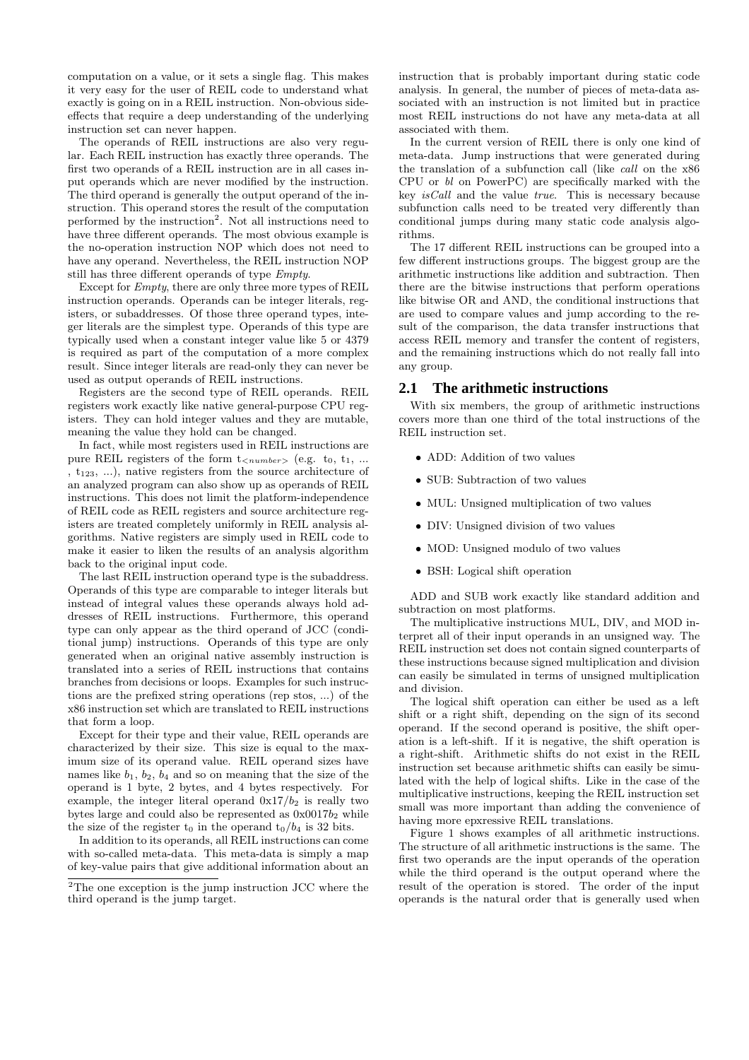computation on a value, or it sets a single flag. This makes it very easy for the user of REIL code to understand what exactly is going on in a REIL instruction. Non-obvious side-effects that require a deep understanding of the underlying instruction set can never happen.

The operands of REIL instructions are also very regular. Each REIL instruction has exactly three operands. The first two operands of a REIL instruction are in all cases input operands which are never modified by the instruction. The third operand is generally the output operand of the instruction. This operand stores the result of the computation performed by the instruction[2]. Not all instructions need to have three different operands. The most obvious example is the no-operation instruction NOP which does not need to have any operand. Nevertheless, the REIL instruction NOP still has three different operands of type *Empty*.

Except for *Empty*, there are only three more types of REIL instruction operands. Operands can be integer literals, registers, or subaddresses. Of those three operand types, integer literals are the simplest type. Operands of this type are typically used when a constant integer value like 5 or 4379 is required as part of the computation of a more complex result. Since integer literals are read-only they can never be used as output operands of REIL instructions.

Registers are the second type of REIL operands. REIL registers work exactly like native general-purpose CPU registers. They can hold integer values and they are mutable, meaning the value they hold can be changed.

In fact, while most registers used in REIL instructions are pure REIL registers of the form $t_{<number>}$ (e.g. $t_0$, $t_1$, ... , $t_{123}$, ...), native registers from the source architecture of an analyzed program can also show up as operands of REIL instructions. This does not limit the platform-independence of REIL code as REIL registers and source architecture registers are treated completely uniformly in REIL analysis algorithms. Native registers are simply used in REIL code to make it easier to liken the results of an analysis algorithm back to the original input code.

The last REIL instruction operand type is the subaddress. Operands of this type are comparable to integer literals but instead of integral values these operands always hold addresses of REIL instructions. Furthermore, this operand type can only appear as the third operand of JCC (conditional jump) instructions. Operands of this type are only generated when an original native assembly instruction is translated into a series of REIL instructions that contains branches from decisions or loops. Examples for such instructions are the prefixed string operations (rep stos, ...) of the x86 instruction set which are translated to REIL instructions that form a loop.

Except for their type and their value, REIL operands are characterized by their size. This size is equal to the maximum size of its operand value. REIL operand sizes have names like $b_1$, $b_2$, $b_4$ and so on meaning that the size of the operand is 1 byte, 2 bytes, and 4 bytes respectively. For example, the integer literal operand $0x17/b_2$ is really two bytes large and could also be represented as $0x0017b_2$ while the size of the register $t_0$ in the operand $t_0/b_4$ is 32 bits.

In addition to its operands, all REIL instructions can come with so-called meta-data. This meta-data is simply a map of key-value pairs that give additional information about an instruction that is probably important during static code analysis. In general, the number of pieces of meta-data associated with an instruction is not limited but in practice most REIL instructions do not have any meta-data at all associated with them.

In the current version of REIL there is only one kind of meta-data. Jump instructions that were generated during the translation of a subfunction call (like *call* on the x86 CPU or *bl* on PowerPC) are specifically marked with the key *isCall* and the value *true*. This is necessary because subfunction calls need to be treated very differently than conditional jumps during many static code analysis algorithms.

The 17 different REIL instructions can be grouped into a few different instructions groups. The biggest group are the arithmetic instructions like addition and subtraction. Then there are the bitwise instructions that perform operations like bitwise OR and AND, the conditional instructions that are used to compare values and jump according to the result of the comparison, the data transfer instructions that access REIL memory and transfer the content of registers, and the remaining instructions which do not really fall into any group.

## 2.1 The arithmetic instructions

With six members, the group of arithmetic instructions covers more than one third of the total instructions of the REIL instruction set.

- ADD: Addition of two values
- SUB: Subtraction of two values
- MUL: Unsigned multiplication of two values
- DIV: Unsigned division of two values
- MOD: Unsigned modulo of two values
- BSH: Logical shift operation

ADD and SUB work exactly like standard addition and subtraction on most platforms.

The multiplicative instructions MUL, DIV, and MOD interpret all of their input operands in an unsigned way. The REIL instruction set does not contain signed counterparts of these instructions because signed multiplication and division can easily be simulated in terms of unsigned multiplication and division.

The logical shift operation can either be used as a left shift or a right shift, depending on the sign of its second operand. If the second operand is positive, the shift operation is a left-shift. If it is negative, the shift operation is a right-shift. Arithmetic shifts do not exist in the REIL instruction set because arithmetic shifts can easily be simulated with the help of logical shifts. Like in the case of the multiplicative instructions, keeping the REIL instruction set small was more important than adding the convenience of having more epxressive REIL translations.

Figure 1 shows examples of all arithmetic instructions. The structure of all arithmetic instructions is the same. The first two operands are the input operands of the operation while the third operand is the output operand where the result of the operation is stored. The order of the input operands is the natural order that is generally used when

[2] The one exception is the jump instruction JCC where the third operand is the jump target.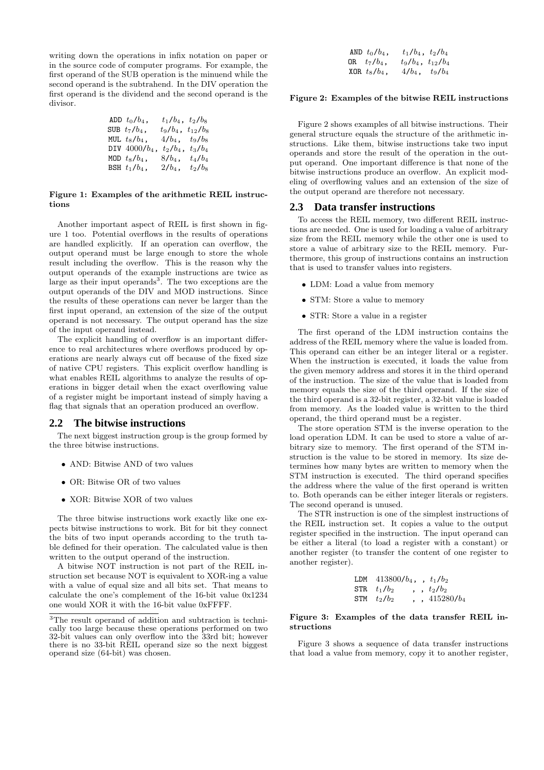writing down the operations in infix notation on paper or in the source code of computer programs. For example, the first operand of the SUB operation is the minuend while the second operand is the subtrahend. In the DIV operation the first operand is the dividend and the second operand is the divisor.

```
ADD t0/b4,    t1/b4, t2/b8
SUB t7/b4,    t9/b4, t12/b8
MUL t8/b4,    4/b4,  t9/b8
DIV 4000/b4,  t2/b4, t3/b4
MOD t8/b4,    8/b4,  t4/b4
BSH t1/b4,    2/b4,  t2/b8
```

**Figure 1: Examples of the arithmetic REIL instructions**

Another important aspect of REIL is first shown in figure 1 too. Potential overflows in the results of operations are handled explicitly. If an operation can overflow, the output operand must be large enough to store the whole result including the overflow. This is the reason why the output operands of the example instructions are twice as large as their input operands[3]. The two exceptions are the output operands of the DIV and MOD instructions. Since the results of these operations can never be larger than the first input operand, an extension of the size of the output operand is not necessary. The output operand has the size of the input operand instead.

The explicit handling of overflow is an important difference to real architectures where overflows produced by operations are nearly always cut off because of the fixed size of native CPU registers. This explicit overflow handling is what enables REIL algorithms to analyze the results of operations in bigger detail when the exact overflowing value of a register might be important instead of simply having a flag that signals that an operation produced an overflow.

## 2.2 The bitwise instructions

The next biggest instruction group is the group formed by the three bitwise instructions.

- AND: Bitwise AND of two values
- OR: Bitwise OR of two values
- XOR: Bitwise XOR of two values

The three bitwise instructions work exactly like one expects bitwise instructions to work. Bit for bit they connect the bits of two input operands according to the truth table defined for their operation. The calculated value is then written to the output operand of the instruction.

A bitwise NOT instruction is not part of the REIL instruction set because NOT is equivalent to XOR-ing a value with a value of equal size and all bits set. That means to calculate the one's complement of the 16-bit value 0x1234 one would XOR it with the 16-bit value 0xFFFF.

[3]The result operand of addition and subtraction is technically too large because these operations performed on two 32-bit values can only overflow into the 33rd bit; however there is no 33-bit REIL operand size so the next biggest operand size (64-bit) was chosen.

```
AND t0/b4,   t1/b4, t2/b4
OR  t7/b4,   t9/b4, t12/b4
XOR t8/b4,   4/b4,  t9/b4
```

**Figure 2: Examples of the bitwise REIL instructions**

Figure 2 shows examples of all bitwise instructions. Their general structure equals the structure of the arithmetic instructions. Like them, bitwise instructions take two input operands and store the result of the operation in the output operand. One important difference is that none of the bitwise instructions produce an overflow. An explicit modeling of overflowing values and an extension of the size of the output operand are therefore not necessary.

## 2.3 Data transfer instructions

To access the REIL memory, two different REIL instructions are needed. One is used for loading a value of arbitrary size from the REIL memory while the other one is used to store a value of arbitrary size to the REIL memory. Furthermore, this group of instructions contains an instruction that is used to transfer values into registers.

- LDM: Load a value from memory
- STM: Store a value to memory
- STR: Store a value in a register

The first operand of the LDM instruction contains the address of the REIL memory where the value is loaded from. This operand can either be an integer literal or a register. When the instruction is executed, it loads the value from the given memory address and stores it in the third operand of the instruction. The size of the value that is loaded from memory equals the size of the third operand. If the size of the third operand is a 32-bit register, a 32-bit value is loaded from memory. As the loaded value is written to the third operand, the third operand must be a register.

The store operation STM is the inverse operation to the load operation LDM. It can be used to store a value of arbitrary size to memory. The first operand of the STM instruction is the value to be stored in memory. Its size determines how many bytes are written to memory when the STM instruction is executed. The third operand specifies the address where the value of the first operand is written to. Both operands can be either integer literals or registers. The second operand is unused.

The STR instruction is one of the simplest instructions of the REIL instruction set. It copies a value to the output register specified in the instruction. The input operand can be either a literal (to load a register with a constant) or another register (to transfer the content of one register to another register).

```
LDM  413800/b4, , t1/b2
STR  t1/b2    , , t2/b2
STM  t2/b2    , , 415280/b4
```

**Figure 3: Examples of the data transfer REIL instructions**

Figure 3 shows a sequence of data transfer instructions that load a value from memory, copy it to another register,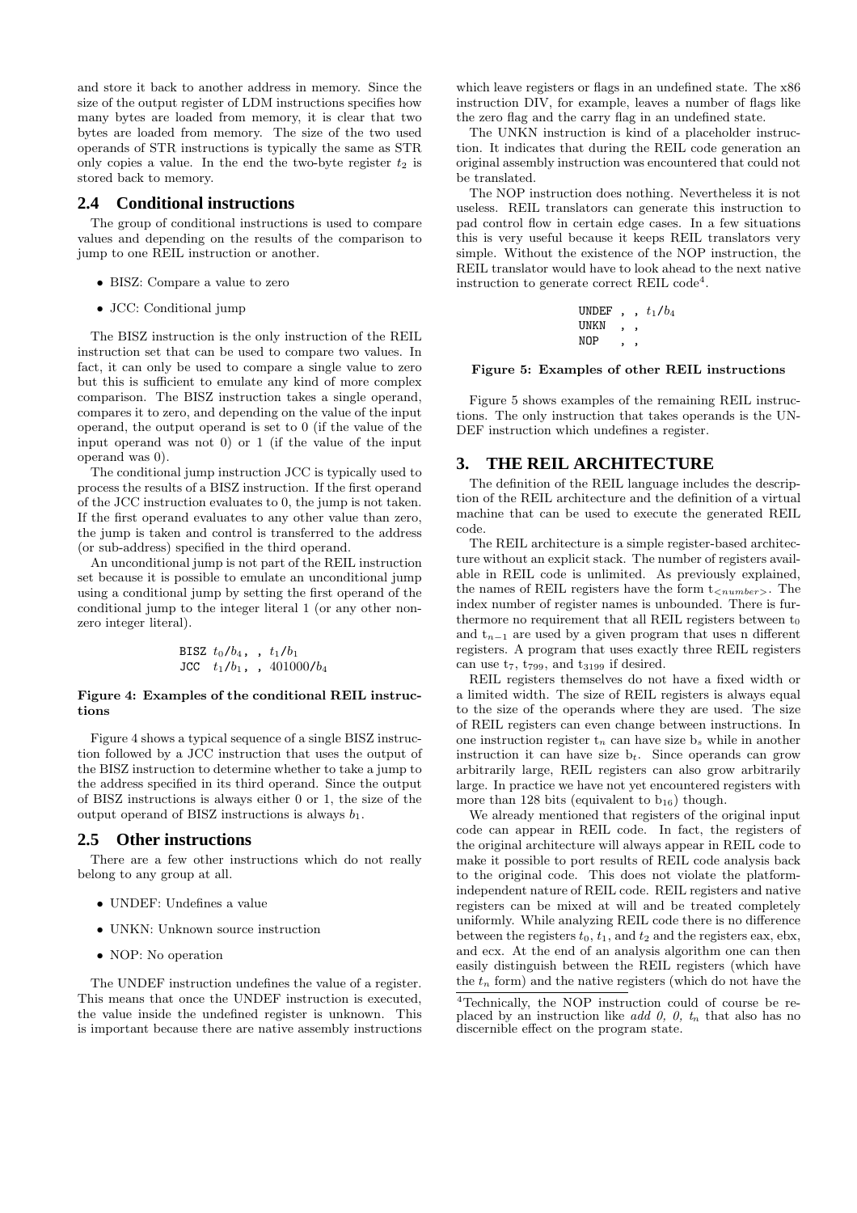and store it back to another address in memory. Since the size of the output register of LDM instructions specifies how many bytes are loaded from memory, it is clear that two bytes are loaded from memory. The size of the two used operands of STR instructions is typically the same as STR only copies a value. In the end the two-byte register $t_2$ is stored back to memory.

## 2.4 Conditional instructions

The group of conditional instructions is used to compare values and depending on the results of the comparison to jump to one REIL instruction or another.

- BISZ: Compare a value to zero
- JCC: Conditional jump

The BISZ instruction is the only instruction of the REIL instruction set that can be used to compare two values. In fact, it can only be used to compare a single value to zero but this is sufficient to emulate any kind of more complex comparison. The BISZ instruction takes a single operand, compares it to zero, and depending on the value of the input operand, the output operand is set to 0 (if the value of the input operand was not 0) or 1 (if the value of the input operand was 0).

The conditional jump instruction JCC is typically used to process the results of a BISZ instruction. If the first operand of the JCC instruction evaluates to 0, the jump is not taken. If the first operand evaluates to any other value than zero, the jump is taken and control is transferred to the address (or sub-address) specified in the third operand.

An unconditional jump is not part of the REIL instruction set because it is possible to emulate an unconditional jump using a conditional jump by setting the first operand of the conditional jump to the integer literal 1 (or any other non-zero integer literal).

```
BISZ t0/b4, , t1/b1
JCC  t1/b1, , 401000/b4
```

**Figure 4: Examples of the conditional REIL instructions**

Figure 4 shows a typical sequence of a single BISZ instruction followed by a JCC instruction that uses the output of the BISZ instruction to determine whether to take a jump to the address specified in its third operand. Since the output of BISZ instructions is always either 0 or 1, the size of the output operand of BISZ instructions is always $b_1$.

## 2.5 Other instructions

There are a few other instructions which do not really belong to any group at all.

- UNDEF: Undefines a value
- UNKN: Unknown source instruction
- NOP: No operation

The UNDEF instruction undefines the value of a register. This means that once the UNDEF instruction is executed, the value inside the undefined register is unknown. This is important because there are native assembly instructions which leave registers or flags in an undefined state. The x86 instruction DIV, for example, leaves a number of flags like the zero flag and the carry flag in an undefined state.

The UNKN instruction is kind of a placeholder instruction. It indicates that during the REIL code generation an original assembly instruction was encountered that could not be translated.

The NOP instruction does nothing. Nevertheless it is not useless. REIL translators can generate this instruction to pad control flow in certain edge cases. In a few situations this is very useful because it keeps REIL translators very simple. Without the existence of the NOP instruction, the REIL translator would have to look ahead to the next native instruction to generate correct REIL code[4].

```
UNDEF , , t1/b4
UNKN  , ,
NOP   , ,
```

**Figure 5: Examples of other REIL instructions**

Figure 5 shows examples of the remaining REIL instructions. The only instruction that takes operands is the UNDEF instruction which undefines a register.

# 3. THE REIL ARCHITECTURE

The definition of the REIL language includes the description of the REIL architecture and the definition of a virtual machine that can be used to execute the generated REIL code.

The REIL architecture is a simple register-based architecture without an explicit stack. The number of registers available in REIL code is unlimited. As previously explained, the names of REIL registers have the form $t_{<number>}$. The index number of register names is unbounded. There is furthermore no requirement that all REIL registers between $t_0$ and $t_{n-1}$ are used by a given program that uses n different registers. A program that uses exactly three REIL registers can use $t_7$, $t_{799}$, and $t_{3199}$ if desired.

REIL registers themselves do not have a fixed width or a limited width. The size of REIL registers is always equal to the size of the operands where they are used. The size of REIL registers can even change between instructions. In one instruction register $t_n$ can have size $b_s$ while in another instruction it can have size $b_t$. Since operands can grow arbitrarily large, REIL registers can also grow arbitrarily large. In practice we have not yet encountered registers with more than 128 bits (equivalent to $b_{16}$) though.

We already mentioned that registers of the original input code can appear in REIL code. In fact, the registers of the original architecture will always appear in REIL code to make it possible to port results of REIL code analysis back to the original code. This does not violate the platform-independent nature of REIL code. REIL registers and native registers can be mixed at will and be treated completely uniformly. While analyzing REIL code there is no difference between the registers $t_0$, $t_1$, and $t_2$ and the registers eax, ebx, and ecx. At the end of an analysis algorithm one can then easily distinguish between the REIL registers (which have the $t_n$ form) and the native registers (which do not have the

[4]Technically, the NOP instruction could of course be replaced by an instruction like *add 0, 0,* $t_n$ that also has no discernible effect on the program state.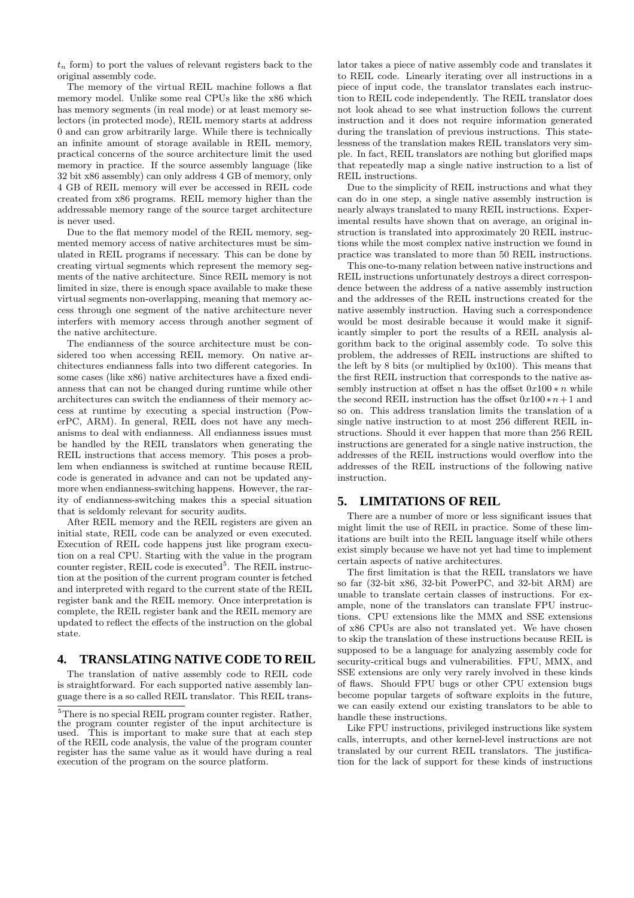$t_n$ form) to port the values of relevant registers back to the original assembly code.

The memory of the virtual REIL machine follows a flat memory model. Unlike some real CPUs like the x86 which has memory segments (in real mode) or at least memory selectors (in protected mode), REIL memory starts at address 0 and can grow arbitrarily large. While there is technically an infinite amount of storage available in REIL memory, practical concerns of the source architecture limit the used memory in practice. If the source assembly language (like 32 bit x86 assembly) can only address 4 GB of memory, only 4 GB of REIL memory will ever be accessed in REIL code created from x86 programs. REIL memory higher than the addressable memory range of the source target architecture is never used.

Due to the flat memory model of the REIL memory, segmented memory access of native architectures must be simulated in REIL programs if necessary. This can be done by creating virtual segments which represent the memory segments of the native architecture. Since REIL memory is not limited in size, there is enough space available to make these virtual segments non-overlapping, meaning that memory access through one segment of the native architecture never interfers with memory access through another segment of the native architecture.

The endianness of the source architecture must be considered too when accessing REIL memory. On native architectures endianness falls into two different categories. In some cases (like x86) native architectures have a fixed endianness that can not be changed during runtime while other architectures can switch the endianness of their memory access at runtime by executing a special instruction (PowerPC, ARM). In general, REIL does not have any mechanisms to deal with endianness. All endianness issues must be handled by the REIL translators when generating the REIL instructions that access memory. This poses a problem when endianness is switched at runtime because REIL code is generated in advance and can not be updated anymore when endianness-switching happens. However, the rarity of endianness-switching makes this a special situation that is seldomly relevant for security audits.

After REIL memory and the REIL registers are given an initial state, REIL code can be analyzed or even executed. Execution of REIL code happens just like program execution on a real CPU. Starting with the value in the program counter register, REIL code is executed[5]. The REIL instruction at the position of the current program counter is fetched and interpreted with regard to the current state of the REIL register bank and the REIL memory. Once interpretation is complete, the REIL register bank and the REIL memory are updated to reflect the effects of the instruction on the global state.

## 4. TRANSLATING NATIVE CODE TO REIL

The translation of native assembly code to REIL code is straightforward. For each supported native assembly language there is a so called REIL translator. This REIL translator takes a piece of native assembly code and translates it to REIL code. Linearly iterating over all instructions in a piece of input code, the translator translates each instruction to REIL code independently. The REIL translator does not look ahead to see what instruction follows the current instruction and it does not require information generated during the translation of previous instructions. This statelessness of the translation makes REIL translators very simple. In fact, REIL translators are nothing but glorified maps that repeatedly map a single native instruction to a list of REIL instructions.

Due to the simplicity of REIL instructions and what they can do in one step, a single native assembly instruction is nearly always translated to many REIL instructions. Experimental results have shown that on average, an original instruction is translated into approximately 20 REIL instructions while the most complex native instruction we found in practice was translated to more than 50 REIL instructions.

This one-to-many relation between native instructions and REIL instructions unfortunately destroys a direct correspondence between the address of a native assembly instruction and the addresses of the REIL instructions created for the native assembly instruction. Having such a correspondence would be most desirable because it would make it significantly simpler to port the results of a REIL analysis algorithm back to the original assembly code. To solve this problem, the addresses of REIL instructions are shifted to the left by 8 bits (or multiplied by 0x100). This means that the first REIL instruction that corresponds to the native assembly instruction at offset n has the offset $0x100 * n$ while the second REIL instruction has the offset $0x100 * n + 1$ and so on. This address translation limits the translation of a single native instruction to at most 256 different REIL instructions. Should it ever happen that more than 256 REIL instructions are generated for a single native instruction, the addresses of the REIL instructions would overflow into the addresses of the REIL instructions of the following native instruction.

## 5. LIMITATIONS OF REIL

There are a number of more or less significant issues that might limit the use of REIL in practice. Some of these limitations are built into the REIL language itself while others exist simply because we have not yet had time to implement certain aspects of native architectures.

The first limitation is that the REIL translators we have so far (32-bit x86, 32-bit PowerPC, and 32-bit ARM) are unable to translate certain classes of instructions. For example, none of the translators can translate FPU instructions. CPU extensions like the MMX and SSE extensions of x86 CPUs are also not translated yet. We have chosen to skip the translation of these instructions because REIL is supposed to be a language for analyzing assembly code for security-critical bugs and vulnerabilities. FPU, MMX, and SSE extensions are only very rarely involved in these kinds of flaws. Should FPU bugs or other CPU extension bugs become popular targets of software exploits in the future, we can easily extend our existing translators to be able to handle these instructions.

Like FPU instructions, privileged instructions like system calls, interrupts, and other kernel-level instructions are not translated by our current REIL translators. The justification for the lack of support for these kinds of instructions

[5]There is no special REIL program counter register. Rather, the program counter register of the input architecture is used. This is important to make sure that at each step of the REIL code analysis, the value of the program counter register has the same value as it would have during a real execution of the program on the source platform.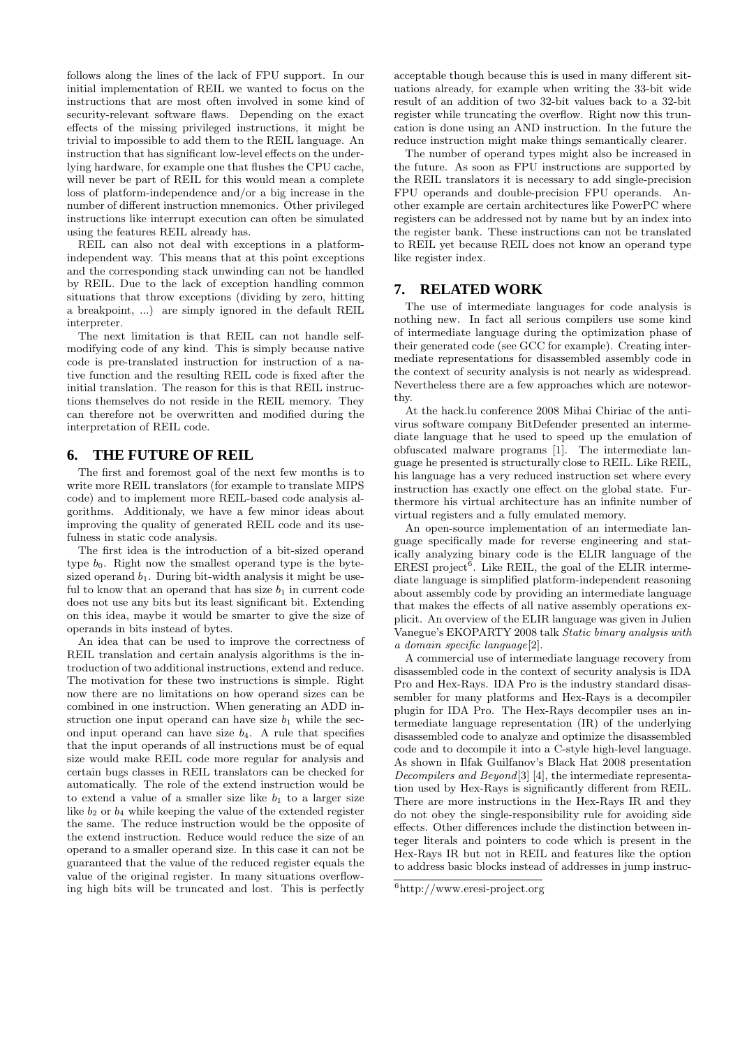follows along the lines of the lack of FPU support. In our initial implementation of REIL we wanted to focus on the instructions that are most often involved in some kind of security-relevant software flaws. Depending on the exact effects of the missing privileged instructions, it might be trivial to impossible to add them to the REIL language. An instruction that has significant low-level effects on the underlying hardware, for example one that flushes the CPU cache, will never be part of REIL for this would mean a complete loss of platform-independence and/or a big increase in the number of different instruction mnemonics. Other privileged instructions like interrupt execution can often be simulated using the features REIL already has.

REIL can also not deal with exceptions in a platform-independent way. This means that at this point exceptions and the corresponding stack unwinding can not be handled by REIL. Due to the lack of exception handling common situations that throw exceptions (dividing by zero, hitting a breakpoint, ...) are simply ignored in the default REIL interpreter.

The next limitation is that REIL can not handle self-modifying code of any kind. This is simply because native code is pre-translated instruction for instruction of a native function and the resulting REIL code is fixed after the initial translation. The reason for this is that REIL instructions themselves do not reside in the REIL memory. They can therefore not be overwritten and modified during the interpretation of REIL code.

## 6. THE FUTURE OF REIL

The first and foremost goal of the next few months is to write more REIL translators (for example to translate MIPS code) and to implement more REIL-based code analysis algorithms. Additionaly, we have a few minor ideas about improving the quality of generated REIL code and its usefulness in static code analysis.

The first idea is the introduction of a bit-sized operand type $b_0$. Right now the smallest operand type is the byte-sized operand $b_1$. During bit-width analysis it might be useful to know that an operand that has size $b_1$ in current code does not use any bits but its least significant bit. Extending on this idea, maybe it would be smarter to give the size of operands in bits instead of bytes.

An idea that can be used to improve the correctness of REIL translation and certain analysis algorithms is the introduction of two additional instructions, extend and reduce. The motivation for these two instructions is simple. Right now there are no limitations on how operand sizes can be combined in one instruction. When generating an ADD instruction one input operand can have size $b_1$ while the second input operand can have size $b_4$. A rule that specifies that the input operands of all instructions must be of equal size would make REIL code more regular for analysis and certain bugs classes in REIL translators can be checked for automatically. The role of the extend instruction would be to extend a value of a smaller size like $b_1$ to a larger size like $b_2$ or $b_4$ while keeping the value of the extended register the same. The reduce instruction would be the opposite of the extend instruction. Reduce would reduce the size of an operand to a smaller operand size. In this case it can not be guaranteed that the value of the reduced register equals the value of the original register. In many situations overflowing high bits will be truncated and lost. This is perfectly acceptable though because this is used in many different situations already, for example when writing the 33-bit wide result of an addition of two 32-bit values back to a 32-bit register while truncating the overflow. Right now this truncation is done using an AND instruction. In the future the reduce instruction might make things semantically clearer.

The number of operand types might also be increased in the future. As soon as FPU instructions are supported by the REIL translators it is necessary to add single-precision FPU operands and double-precision FPU operands. Another example are certain architectures like PowerPC where registers can be addressed not by name but by an index into the register bank. These instructions can not be translated to REIL yet because REIL does not know an operand type like register index.

## 7. RELATED WORK

The use of intermediate languages for code analysis is nothing new. In fact all serious compilers use some kind of intermediate language during the optimization phase of their generated code (see GCC for example). Creating intermediate representations for disassembled assembly code in the context of security analysis is not nearly as widespread. Nevertheless there are a few approaches which are noteworthy.

At the hack.lu conference 2008 Mihai Chiriac of the anti-virus software company BitDefender presented an intermediate language that he used to speed up the emulation of obfuscated malware programs [1]. The intermediate language he presented is structurally close to REIL. Like REIL, his language has a very reduced instruction set where every instruction has exactly one effect on the global state. Furthermore his virtual architecture has an infinite number of virtual registers and a fully emulated memory.

An open-source implementation of an intermediate language specifically made for reverse engineering and statically analyzing binary code is the ELIR language of the ERESI project[6]. Like REIL, the goal of the ELIR intermediate language is simplified platform-independent reasoning about assembly code by providing an intermediate language that makes the effects of all native assembly operations explicit. An overview of the ELIR language was given in Julien Vanegue's EKOPARTY 2008 talk *Static binary analysis with a domain specific language*[2].

A commercial use of intermediate language recovery from disassembled code in the context of security analysis is IDA Pro and Hex-Rays. IDA Pro is the industry standard disassembler for many platforms and Hex-Rays is a decompiler plugin for IDA Pro. The Hex-Rays decompiler uses an intermediate language representation (IR) of the underlying disassembled code to analyze and optimize the disassembled code and to decompile it into a C-style high-level language. As shown in Ilfak Guilfanov's Black Hat 2008 presentation *Decompilers and Beyond*[3] [4], the intermediate representation used by Hex-Rays is significantly different from REIL. There are more instructions in the Hex-Rays IR and they do not obey the single-responsibility rule for avoiding side effects. Other differences include the distinction between integer literals and pointers to code which is present in the Hex-Rays IR but not in REIL and features like the option to address basic blocks instead of addresses in jump instruc-

[6] http://www.eresi-project.org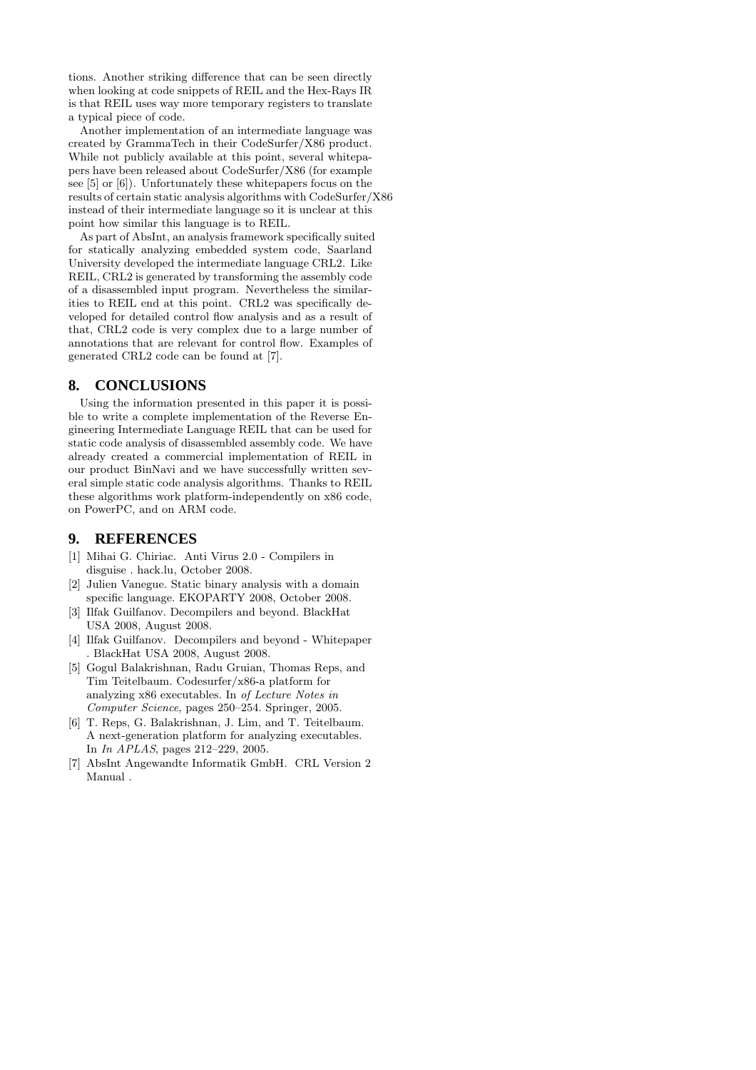tions. Another striking difference that can be seen directly when looking at code snippets of REIL and the Hex-Rays IR is that REIL uses way more temporary registers to translate a typical piece of code.

Another implementation of an intermediate language was created by GrammaTech in their CodeSurfer/X86 product. While not publicly available at this point, several whitepapers have been released about CodeSurfer/X86 (for example see [5] or [6]). Unfortunately these whitepapers focus on the results of certain static analysis algorithms with CodeSurfer/X86 instead of their intermediate language so it is unclear at this point how similar this language is to REIL.

As part of AbsInt, an analysis framework specifically suited for statically analyzing embedded system code, Saarland University developed the intermediate language CRL2. Like REIL, CRL2 is generated by transforming the assembly code of a disassembled input program. Nevertheless the similarities to REIL end at this point. CRL2 was specifically developed for detailed control flow analysis and as a result of that, CRL2 code is very complex due to a large number of annotations that are relevant for control flow. Examples of generated CRL2 code can be found at [7].

## 8. CONCLUSIONS

Using the information presented in this paper it is possible to write a complete implementation of the Reverse Engineering Intermediate Language REIL that can be used for static code analysis of disassembled assembly code. We have already created a commercial implementation of REIL in our product BinNavi and we have successfully written several simple static code analysis algorithms. Thanks to REIL these algorithms work platform-independently on x86 code, on PowerPC, and on ARM code.

## 9. REFERENCES

[1] Mihai G. Chiriac. Anti Virus 2.0 - Compilers in disguise . hack.lu, October 2008.

[2] Julien Vanegue. Static binary analysis with a domain specific language. EKOPARTY 2008, October 2008.

[3] Ilfak Guilfanov. Decompilers and beyond. BlackHat USA 2008, August 2008.

[4] Ilfak Guilfanov. Decompilers and beyond - Whitepaper . BlackHat USA 2008, August 2008.

[5] Gogul Balakrishnan, Radu Gruian, Thomas Reps, and Tim Teitelbaum. Codesurfer/x86-a platform for analyzing x86 executables. In *of Lecture Notes in Computer Science*, pages 250–254. Springer, 2005.

[6] T. Reps, G. Balakrishnan, J. Lim, and T. Teitelbaum. A next-generation platform for analyzing executables. In *In APLAS*, pages 212–229, 2005.

[7] AbsInt Angewandte Informatik GmbH. CRL Version 2 Manual .